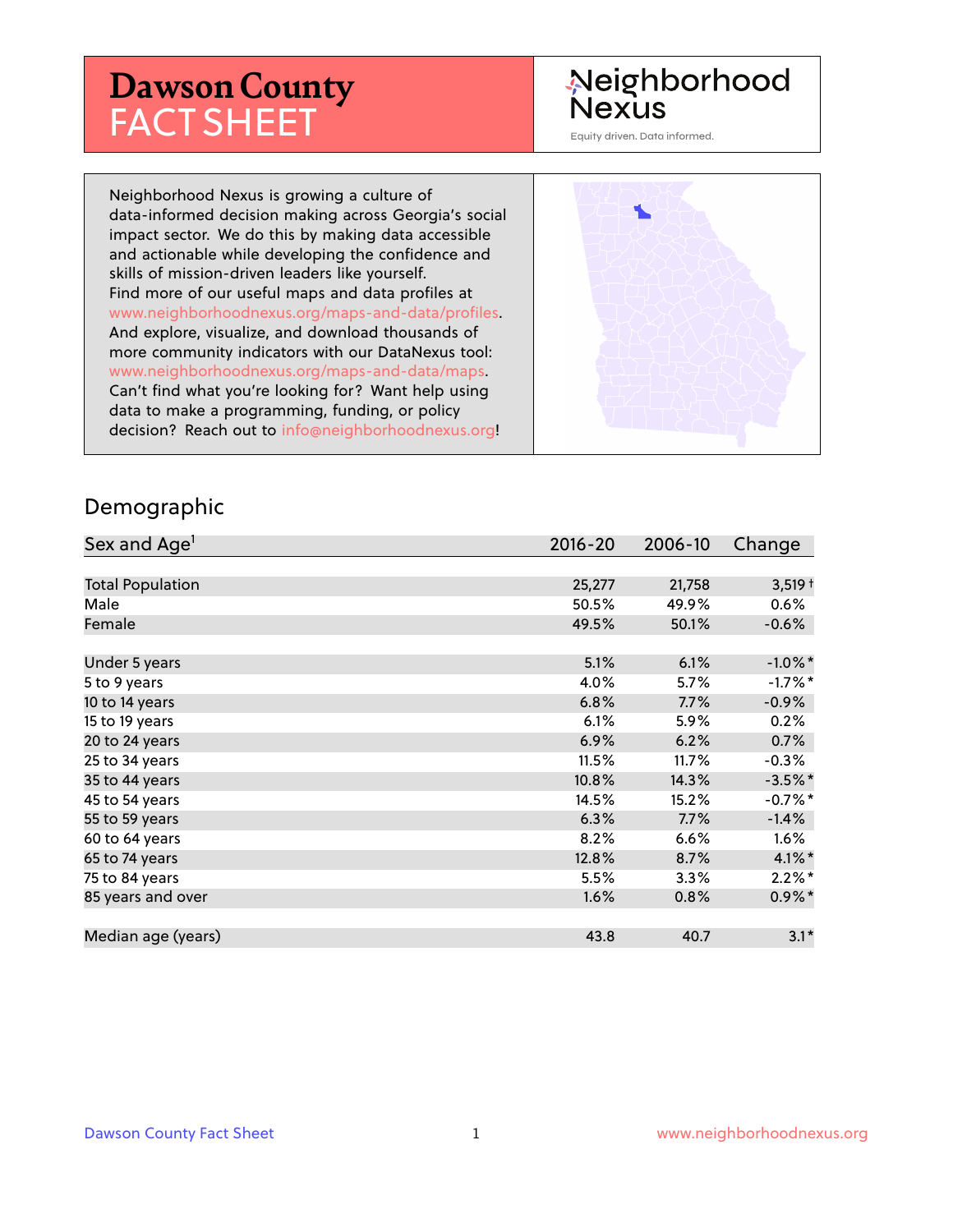# Dawson County FACT SHEET

Neighborhood Nexus

Equity driven. Data informed.

Neighborhood Nexus is growing a culture of data-informed decision making across Georgia's social impact sector. We do this by making data accessible and actionable while developing the confidence and skills of mission-driven leaders like yourself. Find more of our useful maps and data profiles at www.neighborhoodnexus.org/maps-and-data/profiles. And explore, visualize, and download thousands of more community indicators with our DataNexus tool: www.neighborhoodnexus.org/maps-and-data/maps. Can't find what you're looking for? Want help using data to make a programming, funding, or policy decision? Reach out to info@neighborhoodnexus.org!

## Demographic

| Sex and Age[1] | 2016-20 | 2006-10 | Change |
|---|---|---|---|
| Total Population | 25,277 | 21,758 | 3,519† |
| Male | 50.5% | 49.9% | 0.6% |
| Female | 49.5% | 50.1% | -0.6% |
| Under 5 years | 5.1% | 6.1% | -1.0%* |
| 5 to 9 years | 4.0% | 5.7% | -1.7%* |
| 10 to 14 years | 6.8% | 7.7% | -0.9% |
| 15 to 19 years | 6.1% | 5.9% | 0.2% |
| 20 to 24 years | 6.9% | 6.2% | 0.7% |
| 25 to 34 years | 11.5% | 11.7% | -0.3% |
| 35 to 44 years | 10.8% | 14.3% | -3.5%* |
| 45 to 54 years | 14.5% | 15.2% | -0.7%* |
| 55 to 59 years | 6.3% | 7.7% | -1.4% |
| 60 to 64 years | 8.2% | 6.6% | 1.6% |
| 65 to 74 years | 12.8% | 8.7% | 4.1%* |
| 75 to 84 years | 5.5% | 3.3% | 2.2%* |
| 85 years and over | 1.6% | 0.8% | 0.9%* |
| Median age (years) | 43.8 | 40.7 | 3.1* |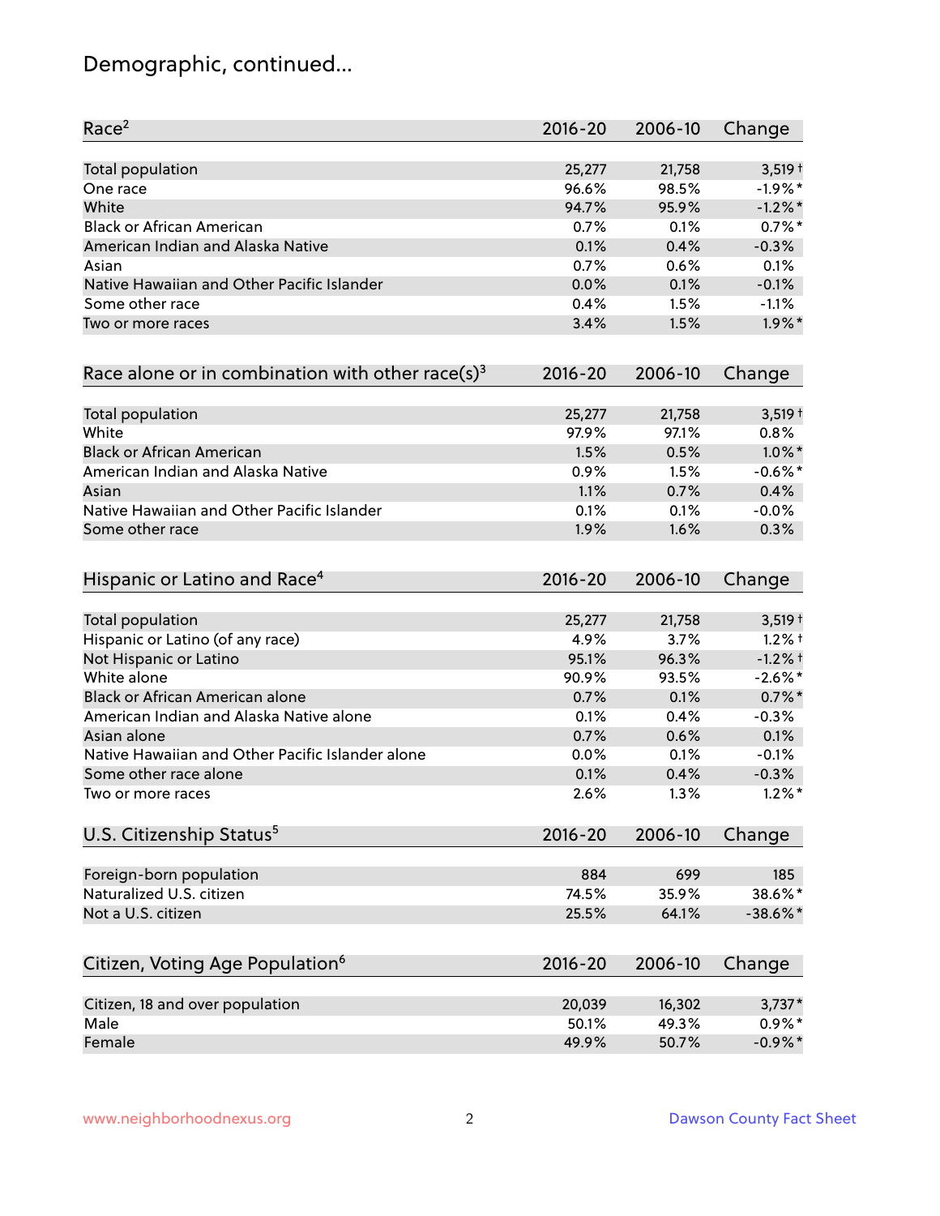# Demographic, continued...

| Race[2] | 2016-20 | 2006-10 | Change |
|---|---|---|---|
| Total population | 25,277 | 21,758 | 3,519 † |
| One race | 96.6% | 98.5% | -1.9% * |
| White | 94.7% | 95.9% | -1.2% * |
| Black or African American | 0.7% | 0.1% | 0.7% * |
| American Indian and Alaska Native | 0.1% | 0.4% | -0.3% |
| Asian | 0.7% | 0.6% | 0.1% |
| Native Hawaiian and Other Pacific Islander | 0.0% | 0.1% | -0.1% |
| Some other race | 0.4% | 1.5% | -1.1% |
| Two or more races | 3.4% | 1.5% | 1.9% * |

| Race alone or in combination with other race(s)[3] | 2016-20 | 2006-10 | Change |
|---|---|---|---|
| Total population | 25,277 | 21,758 | 3,519 † |
| White | 97.9% | 97.1% | 0.8% |
| Black or African American | 1.5% | 0.5% | 1.0% * |
| American Indian and Alaska Native | 0.9% | 1.5% | -0.6% * |
| Asian | 1.1% | 0.7% | 0.4% |
| Native Hawaiian and Other Pacific Islander | 0.1% | 0.1% | -0.0% |
| Some other race | 1.9% | 1.6% | 0.3% |

| Hispanic or Latino and Race[4] | 2016-20 | 2006-10 | Change |
|---|---|---|---|
| Total population | 25,277 | 21,758 | 3,519 † |
| Hispanic or Latino (of any race) | 4.9% | 3.7% | 1.2% † |
| Not Hispanic or Latino | 95.1% | 96.3% | -1.2% † |
| White alone | 90.9% | 93.5% | -2.6% * |
| Black or African American alone | 0.7% | 0.1% | 0.7% * |
| American Indian and Alaska Native alone | 0.1% | 0.4% | -0.3% |
| Asian alone | 0.7% | 0.6% | 0.1% |
| Native Hawaiian and Other Pacific Islander alone | 0.0% | 0.1% | -0.1% |
| Some other race alone | 0.1% | 0.4% | -0.3% |
| Two or more races | 2.6% | 1.3% | 1.2% * |

| U.S. Citizenship Status[5] | 2016-20 | 2006-10 | Change |
|---|---|---|---|
| Foreign-born population | 884 | 699 | 185 |
| Naturalized U.S. citizen | 74.5% | 35.9% | 38.6% * |
| Not a U.S. citizen | 25.5% | 64.1% | -38.6% * |

| Citizen, Voting Age Population[6] | 2016-20 | 2006-10 | Change |
|---|---|---|---|
| Citizen, 18 and over population | 20,039 | 16,302 | 3,737 * |
| Male | 50.1% | 49.3% | 0.9% * |
| Female | 49.9% | 50.7% | -0.9% * |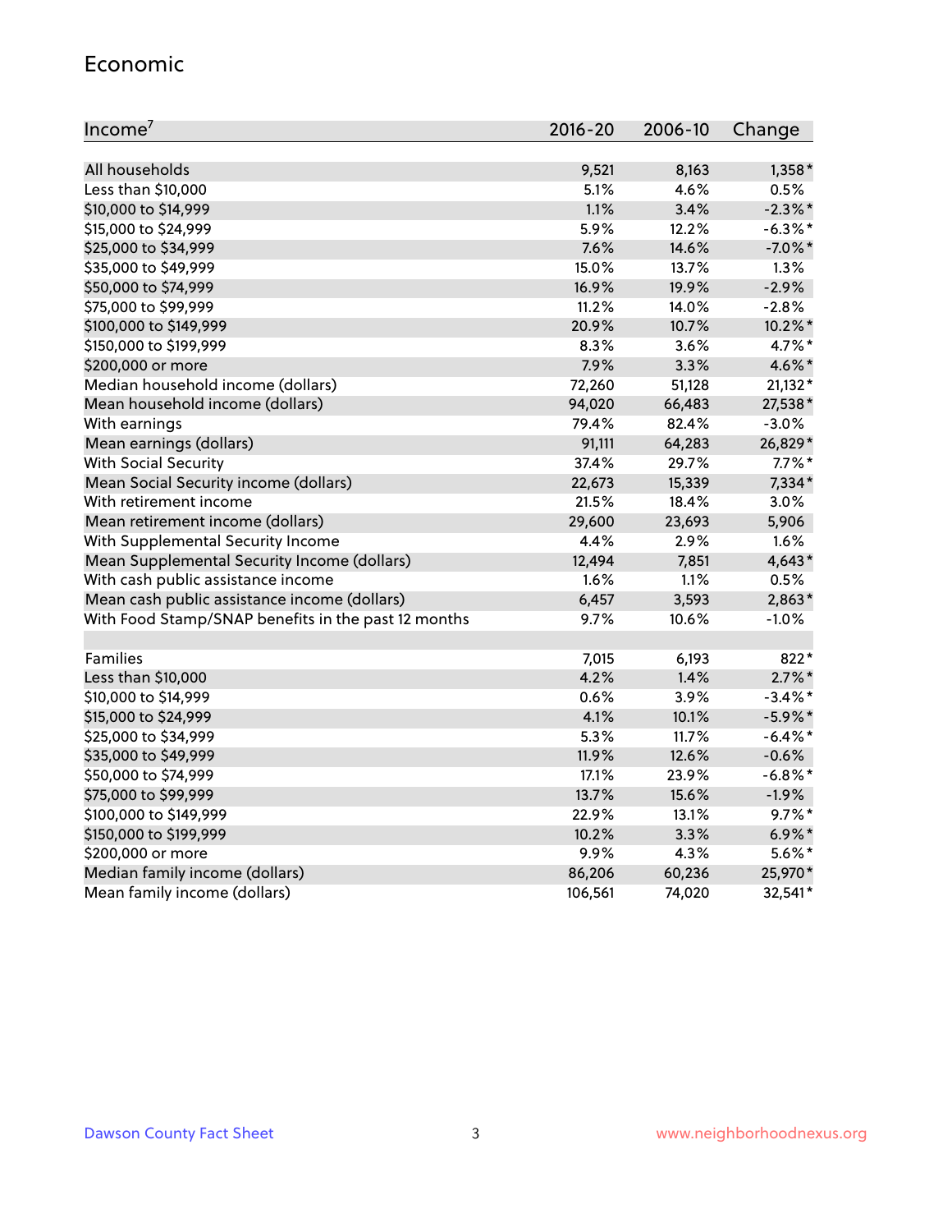## Economic

| Income[7] | 2016-20 | 2006-10 | Change |
|---|---|---|---|
| All households | 9,521 | 8,163 | 1,358* |
| Less than $10,000 | 5.1% | 4.6% | 0.5% |
| $10,000 to $14,999 | 1.1% | 3.4% | -2.3%* |
| $15,000 to $24,999 | 5.9% | 12.2% | -6.3%* |
| $25,000 to $34,999 | 7.6% | 14.6% | -7.0%* |
| $35,000 to $49,999 | 15.0% | 13.7% | 1.3% |
| $50,000 to $74,999 | 16.9% | 19.9% | -2.9% |
| $75,000 to $99,999 | 11.2% | 14.0% | -2.8% |
| $100,000 to $149,999 | 20.9% | 10.7% | 10.2%* |
| $150,000 to $199,999 | 8.3% | 3.6% | 4.7%* |
| $200,000 or more | 7.9% | 3.3% | 4.6%* |
| Median household income (dollars) | 72,260 | 51,128 | 21,132* |
| Mean household income (dollars) | 94,020 | 66,483 | 27,538* |
| With earnings | 79.4% | 82.4% | -3.0% |
| Mean earnings (dollars) | 91,111 | 64,283 | 26,829* |
| With Social Security | 37.4% | 29.7% | 7.7%* |
| Mean Social Security income (dollars) | 22,673 | 15,339 | 7,334* |
| With retirement income | 21.5% | 18.4% | 3.0% |
| Mean retirement income (dollars) | 29,600 | 23,693 | 5,906 |
| With Supplemental Security Income | 4.4% | 2.9% | 1.6% |
| Mean Supplemental Security Income (dollars) | 12,494 | 7,851 | 4,643* |
| With cash public assistance income | 1.6% | 1.1% | 0.5% |
| Mean cash public assistance income (dollars) | 6,457 | 3,593 | 2,863* |
| With Food Stamp/SNAP benefits in the past 12 months | 9.7% | 10.6% | -1.0% |
| | | | |
| Families | 7,015 | 6,193 | 822* |
| Less than $10,000 | 4.2% | 1.4% | 2.7%* |
| $10,000 to $14,999 | 0.6% | 3.9% | -3.4%* |
| $15,000 to $24,999 | 4.1% | 10.1% | -5.9%* |
| $25,000 to $34,999 | 5.3% | 11.7% | -6.4%* |
| $35,000 to $49,999 | 11.9% | 12.6% | -0.6% |
| $50,000 to $74,999 | 17.1% | 23.9% | -6.8%* |
| $75,000 to $99,999 | 13.7% | 15.6% | -1.9% |
| $100,000 to $149,999 | 22.9% | 13.1% | 9.7%* |
| $150,000 to $199,999 | 10.2% | 3.3% | 6.9%* |
| $200,000 or more | 9.9% | 4.3% | 5.6%* |
| Median family income (dollars) | 86,206 | 60,236 | 25,970* |
| Mean family income (dollars) | 106,561 | 74,020 | 32,541* |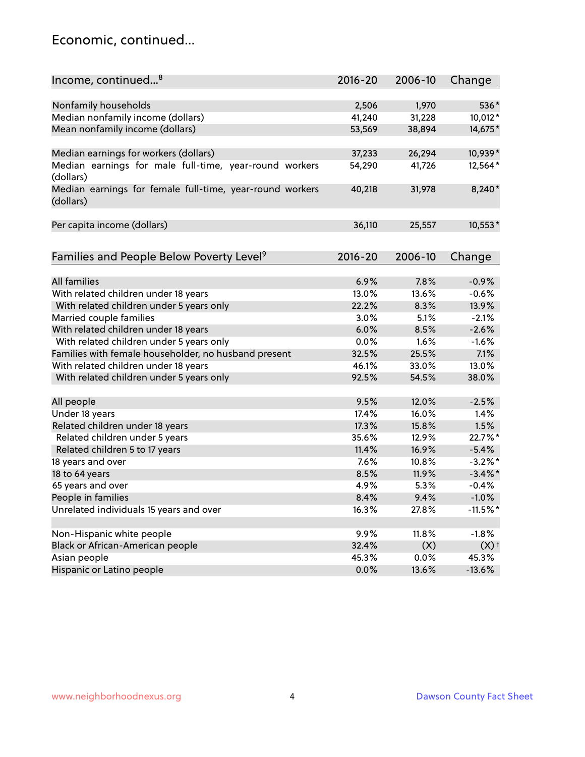# Economic, continued...

| Income, continued...[8] | 2016-20 | 2006-10 | Change |
|---|---|---|---|
| Nonfamily households | 2,506 | 1,970 | 536* |
| Median nonfamily income (dollars) | 41,240 | 31,228 | 10,012* |
| Mean nonfamily income (dollars) | 53,569 | 38,894 | 14,675* |
| Median earnings for workers (dollars) | 37,233 | 26,294 | 10,939* |
| Median earnings for male full-time, year-round workers (dollars) | 54,290 | 41,726 | 12,564* |
| Median earnings for female full-time, year-round workers (dollars) | 40,218 | 31,978 | 8,240* |
| Per capita income (dollars) | 36,110 | 25,557 | 10,553* |

| Families and People Below Poverty Level[9] | 2016-20 | 2006-10 | Change |
|---|---|---|---|
| All families | 6.9% | 7.8% | -0.9% |
| With related children under 18 years | 13.0% | 13.6% | -0.6% |
| With related children under 5 years only | 22.2% | 8.3% | 13.9% |
| Married couple families | 3.0% | 5.1% | -2.1% |
| With related children under 18 years | 6.0% | 8.5% | -2.6% |
| With related children under 5 years only | 0.0% | 1.6% | -1.6% |
| Families with female householder, no husband present | 32.5% | 25.5% | 7.1% |
| With related children under 18 years | 46.1% | 33.0% | 13.0% |
| With related children under 5 years only | 92.5% | 54.5% | 38.0% |
| All people | 9.5% | 12.0% | -2.5% |
| Under 18 years | 17.4% | 16.0% | 1.4% |
| Related children under 18 years | 17.3% | 15.8% | 1.5% |
| Related children under 5 years | 35.6% | 12.9% | 22.7%* |
| Related children 5 to 17 years | 11.4% | 16.9% | -5.4% |
| 18 years and over | 7.6% | 10.8% | -3.2%* |
| 18 to 64 years | 8.5% | 11.9% | -3.4%* |
| 65 years and over | 4.9% | 5.3% | -0.4% |
| People in families | 8.4% | 9.4% | -1.0% |
| Unrelated individuals 15 years and over | 16.3% | 27.8% | -11.5%* |
| Non-Hispanic white people | 9.9% | 11.8% | -1.8% |
| Black or African-American people | 32.4% | (X) | (X)† |
| Asian people | 45.3% | 0.0% | 45.3% |
| Hispanic or Latino people | 0.0% | 13.6% | -13.6% |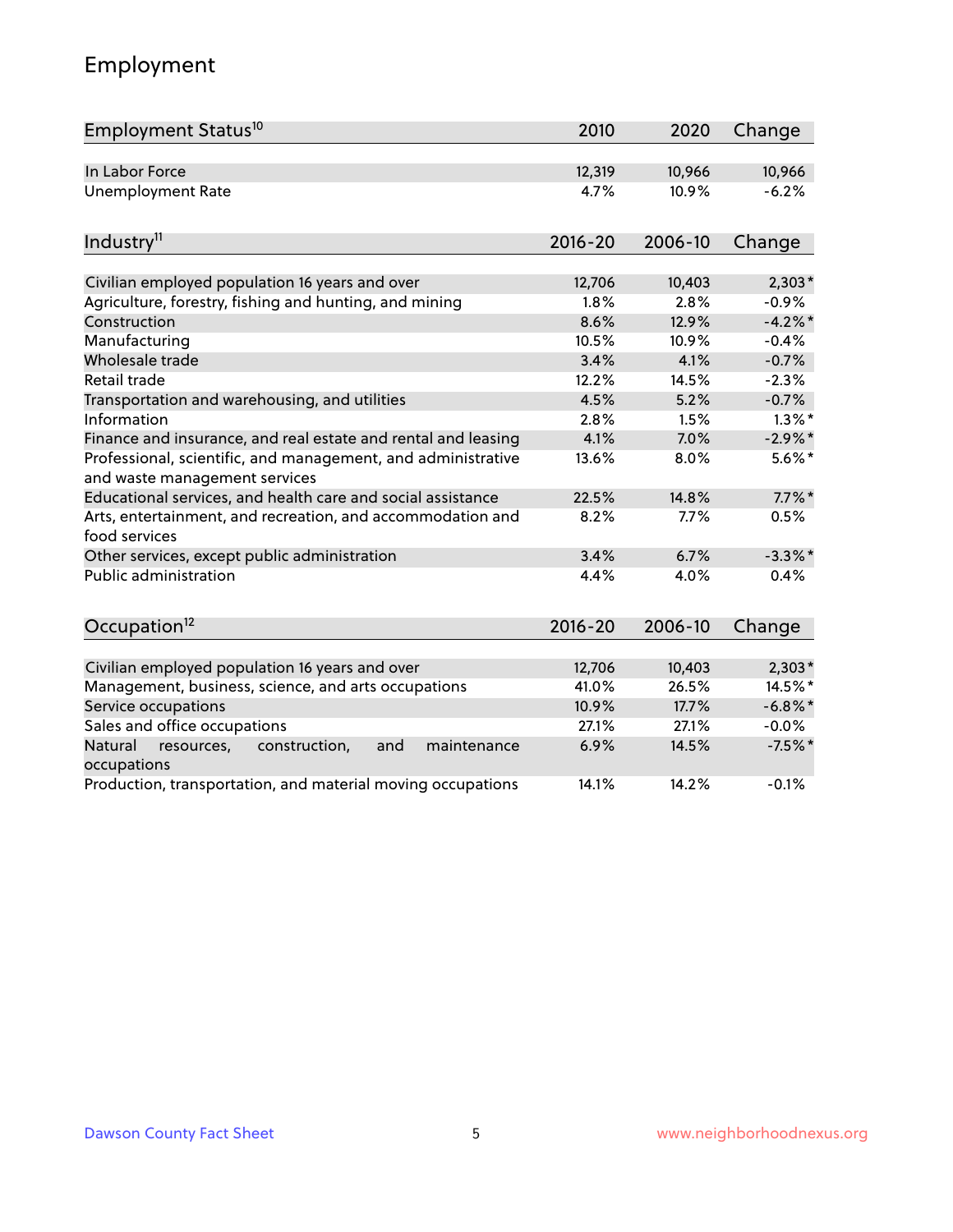# Employment

| Employment Status[10] | 2010 | 2020 | Change |
|---|---|---|---|
| In Labor Force | 12,319 | 10,966 | 10,966 |
| Unemployment Rate | 4.7% | 10.9% | -6.2% |

| Industry[11] | 2016-20 | 2006-10 | Change |
|---|---|---|---|
| Civilian employed population 16 years and over | 12,706 | 10,403 | 2,303* |
| Agriculture, forestry, fishing and hunting, and mining | 1.8% | 2.8% | -0.9% |
| Construction | 8.6% | 12.9% | -4.2%* |
| Manufacturing | 10.5% | 10.9% | -0.4% |
| Wholesale trade | 3.4% | 4.1% | -0.7% |
| Retail trade | 12.2% | 14.5% | -2.3% |
| Transportation and warehousing, and utilities | 4.5% | 5.2% | -0.7% |
| Information | 2.8% | 1.5% | 1.3%* |
| Finance and insurance, and real estate and rental and leasing | 4.1% | 7.0% | -2.9%* |
| Professional, scientific, and management, and administrative and waste management services | 13.6% | 8.0% | 5.6%* |
| Educational services, and health care and social assistance | 22.5% | 14.8% | 7.7%* |
| Arts, entertainment, and recreation, and accommodation and food services | 8.2% | 7.7% | 0.5% |
| Other services, except public administration | 3.4% | 6.7% | -3.3%* |
| Public administration | 4.4% | 4.0% | 0.4% |

| Occupation[12] | 2016-20 | 2006-10 | Change |
|---|---|---|---|
| Civilian employed population 16 years and over | 12,706 | 10,403 | 2,303* |
| Management, business, science, and arts occupations | 41.0% | 26.5% | 14.5%* |
| Service occupations | 10.9% | 17.7% | -6.8%* |
| Sales and office occupations | 27.1% | 27.1% | -0.0% |
| Natural resources, construction, and maintenance occupations | 6.9% | 14.5% | -7.5%* |
| Production, transportation, and material moving occupations | 14.1% | 14.2% | -0.1% |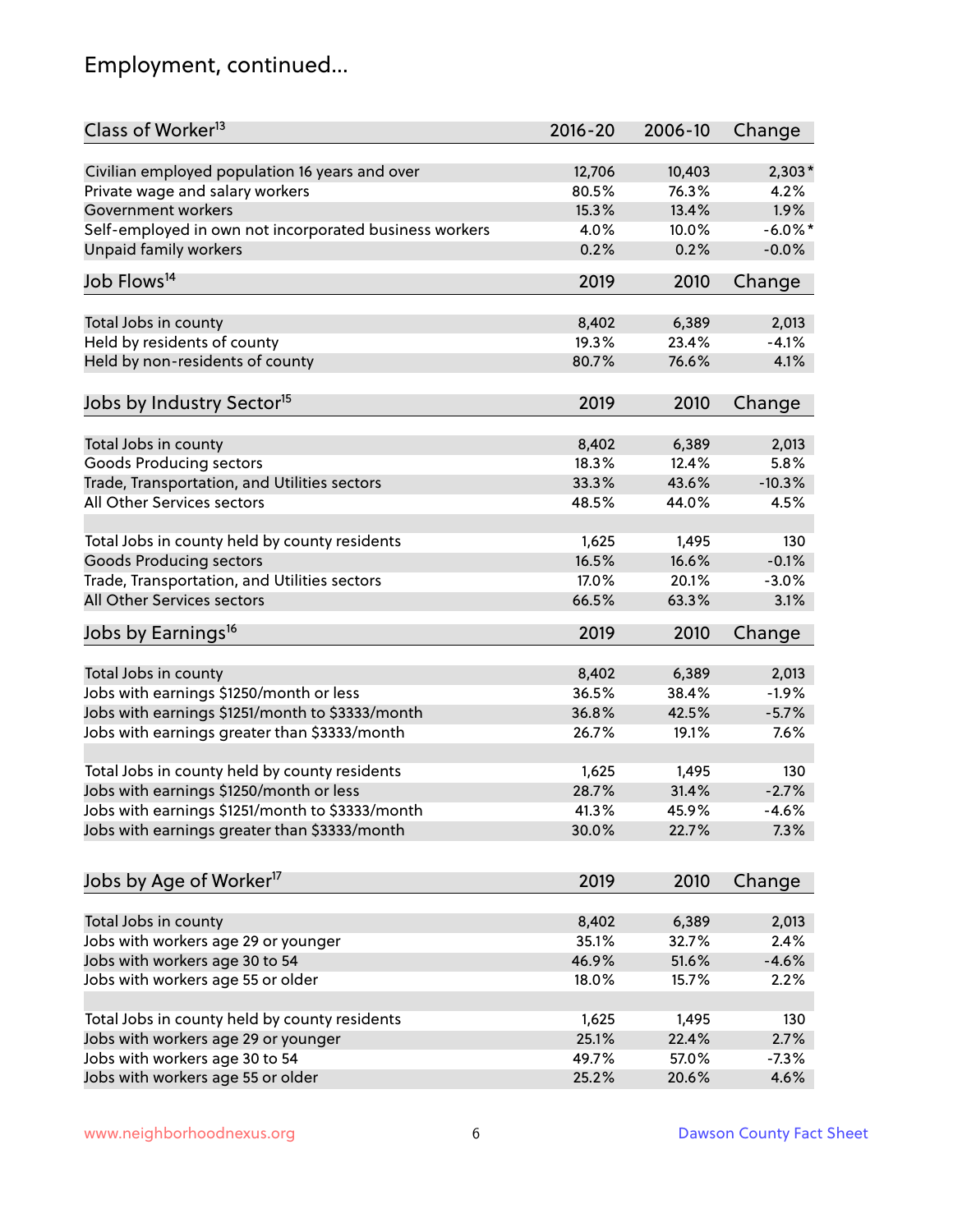## Employment, continued...

| Class of Worker[13] | 2016-20 | 2006-10 | Change |
|---|---|---|---|
| Civilian employed population 16 years and over | 12,706 | 10,403 | 2,303* |
| Private wage and salary workers | 80.5% | 76.3% | 4.2% |
| Government workers | 15.3% | 13.4% | 1.9% |
| Self-employed in own not incorporated business workers | 4.0% | 10.0% | -6.0%* |
| Unpaid family workers | 0.2% | 0.2% | -0.0% |

| Job Flows[14] | 2019 | 2010 | Change |
|---|---|---|---|
| Total Jobs in county | 8,402 | 6,389 | 2,013 |
| Held by residents of county | 19.3% | 23.4% | -4.1% |
| Held by non-residents of county | 80.7% | 76.6% | 4.1% |

| Jobs by Industry Sector[15] | 2019 | 2010 | Change |
|---|---|---|---|
| Total Jobs in county | 8,402 | 6,389 | 2,013 |
| Goods Producing sectors | 18.3% | 12.4% | 5.8% |
| Trade, Transportation, and Utilities sectors | 33.3% | 43.6% | -10.3% |
| All Other Services sectors | 48.5% | 44.0% | 4.5% |
| | | | |
| Total Jobs in county held by county residents | 1,625 | 1,495 | 130 |
| Goods Producing sectors | 16.5% | 16.6% | -0.1% |
| Trade, Transportation, and Utilities sectors | 17.0% | 20.1% | -3.0% |
| All Other Services sectors | 66.5% | 63.3% | 3.1% |

| Jobs by Earnings[16] | 2019 | 2010 | Change |
|---|---|---|---|
| Total Jobs in county | 8,402 | 6,389 | 2,013 |
| Jobs with earnings $1250/month or less | 36.5% | 38.4% | -1.9% |
| Jobs with earnings $1251/month to $3333/month | 36.8% | 42.5% | -5.7% |
| Jobs with earnings greater than $3333/month | 26.7% | 19.1% | 7.6% |
| | | | |
| Total Jobs in county held by county residents | 1,625 | 1,495 | 130 |
| Jobs with earnings $1250/month or less | 28.7% | 31.4% | -2.7% |
| Jobs with earnings $1251/month to $3333/month | 41.3% | 45.9% | -4.6% |
| Jobs with earnings greater than $3333/month | 30.0% | 22.7% | 7.3% |

| Jobs by Age of Worker[17] | 2019 | 2010 | Change |
|---|---|---|---|
| Total Jobs in county | 8,402 | 6,389 | 2,013 |
| Jobs with workers age 29 or younger | 35.1% | 32.7% | 2.4% |
| Jobs with workers age 30 to 54 | 46.9% | 51.6% | -4.6% |
| Jobs with workers age 55 or older | 18.0% | 15.7% | 2.2% |
| | | | |
| Total Jobs in county held by county residents | 1,625 | 1,495 | 130 |
| Jobs with workers age 29 or younger | 25.1% | 22.4% | 2.7% |
| Jobs with workers age 30 to 54 | 49.7% | 57.0% | -7.3% |
| Jobs with workers age 55 or older | 25.2% | 20.6% | 4.6% |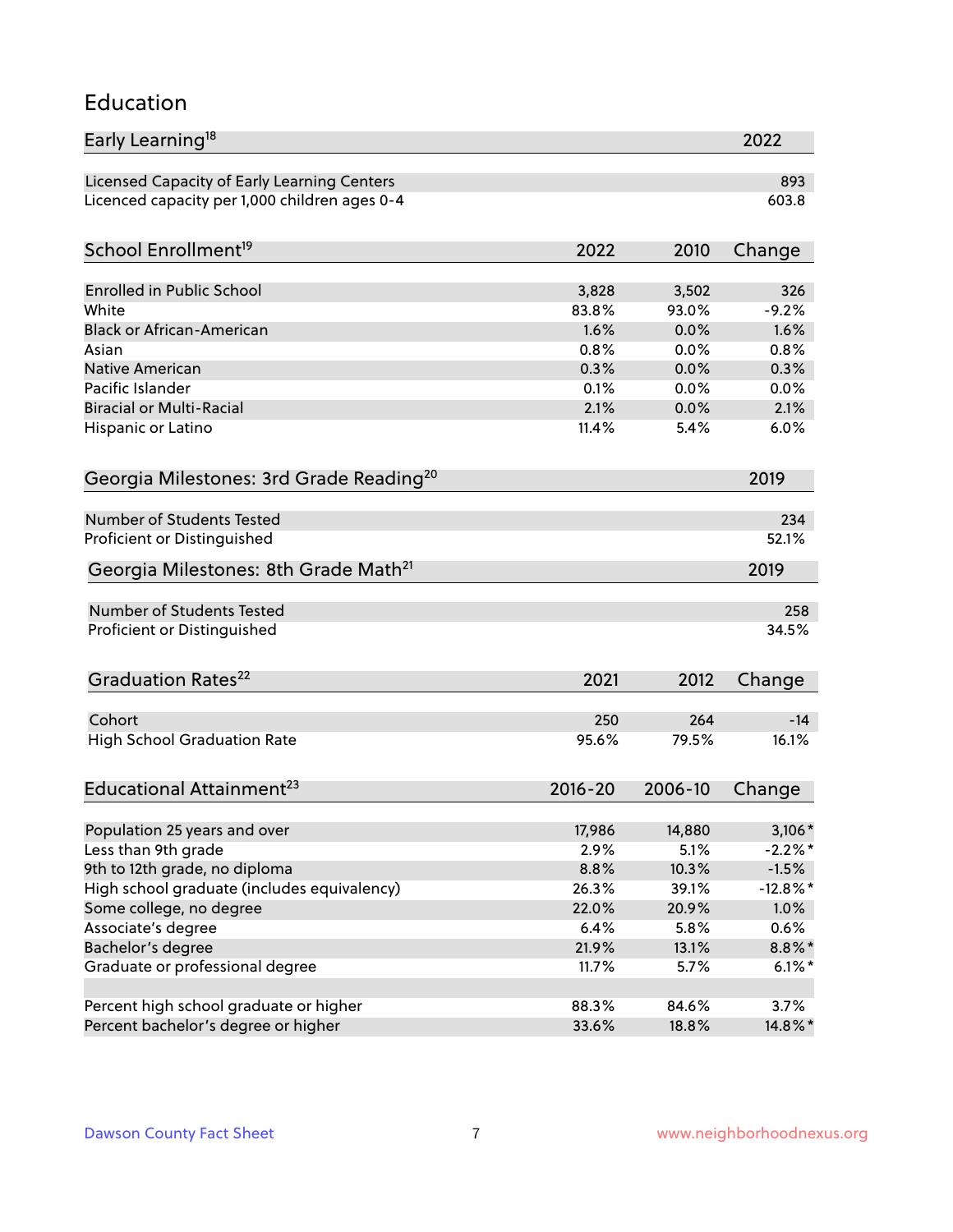## Education

| Early Learning[18] | 2022 |
|---|---|
| Licensed Capacity of Early Learning Centers | 893 |
| Licenced capacity per 1,000 children ages 0-4 | 603.8 |

| School Enrollment[19] | 2022 | 2010 | Change |
|---|---|---|---|
| Enrolled in Public School | 3,828 | 3,502 | 326 |
| White | 83.8% | 93.0% | -9.2% |
| Black or African-American | 1.6% | 0.0% | 1.6% |
| Asian | 0.8% | 0.0% | 0.8% |
| Native American | 0.3% | 0.0% | 0.3% |
| Pacific Islander | 0.1% | 0.0% | 0.0% |
| Biracial or Multi-Racial | 2.1% | 0.0% | 2.1% |
| Hispanic or Latino | 11.4% | 5.4% | 6.0% |

| Georgia Milestones: 3rd Grade Reading[20] | 2019 |
|---|---|
| Number of Students Tested | 234 |
| Proficient or Distinguished | 52.1% |

| Georgia Milestones: 8th Grade Math[21] | 2019 |
|---|---|
| Number of Students Tested | 258 |
| Proficient or Distinguished | 34.5% |

| Graduation Rates[22] | 2021 | 2012 | Change |
|---|---|---|---|
| Cohort | 250 | 264 | -14 |
| High School Graduation Rate | 95.6% | 79.5% | 16.1% |

| Educational Attainment[23] | 2016-20 | 2006-10 | Change |
|---|---|---|---|
| Population 25 years and over | 17,986 | 14,880 | 3,106* |
| Less than 9th grade | 2.9% | 5.1% | -2.2%* |
| 9th to 12th grade, no diploma | 8.8% | 10.3% | -1.5% |
| High school graduate (includes equivalency) | 26.3% | 39.1% | -12.8%* |
| Some college, no degree | 22.0% | 20.9% | 1.0% |
| Associate's degree | 6.4% | 5.8% | 0.6% |
| Bachelor's degree | 21.9% | 13.1% | 8.8%* |
| Graduate or professional degree | 11.7% | 5.7% | 6.1%* |
| | | | |
| Percent high school graduate or higher | 88.3% | 84.6% | 3.7% |
| Percent bachelor's degree or higher | 33.6% | 18.8% | 14.8%* |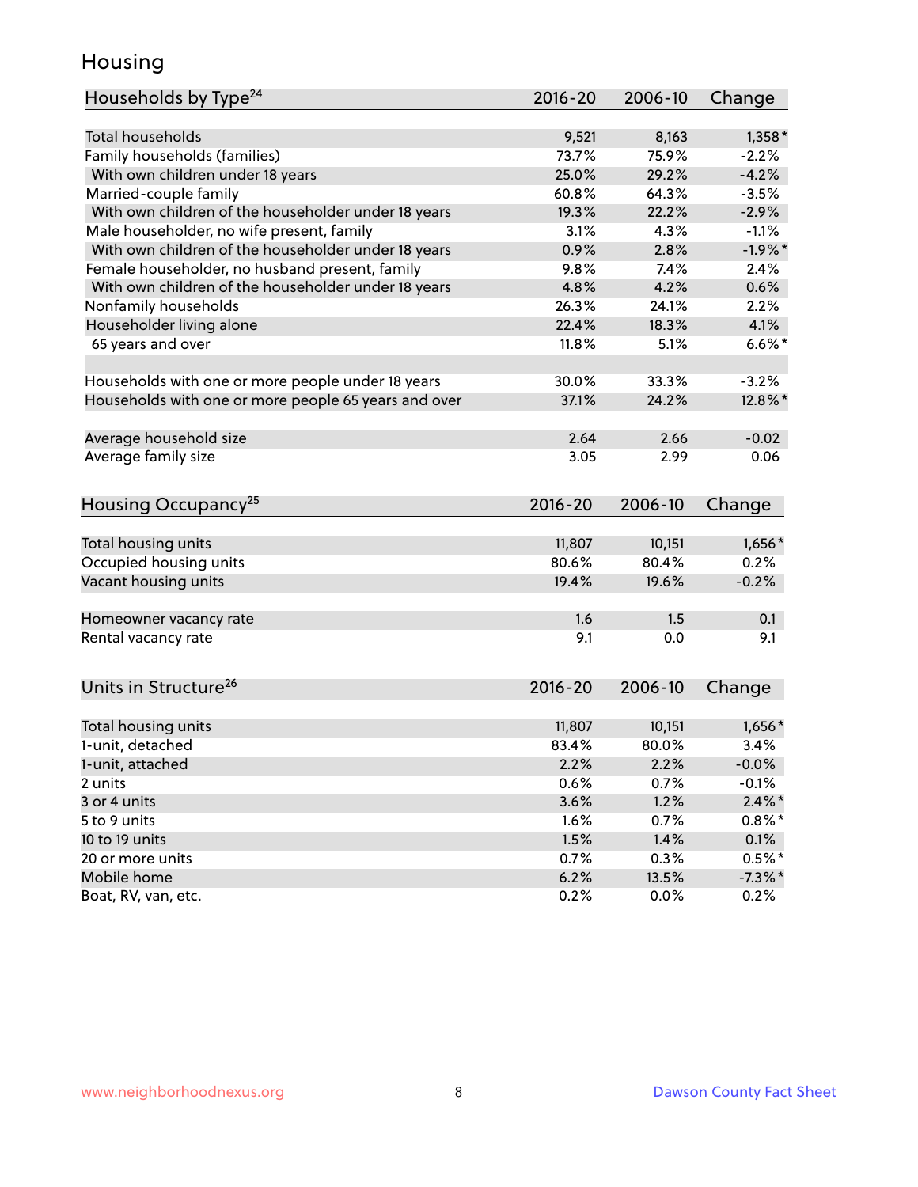# Housing

| Households by Type[24] | 2016-20 | 2006-10 | Change |
|---|---|---|---|
| Total households | 9,521 | 8,163 | 1,358* |
| Family households (families) | 73.7% | 75.9% | -2.2% |
| With own children under 18 years | 25.0% | 29.2% | -4.2% |
| Married-couple family | 60.8% | 64.3% | -3.5% |
| With own children of the householder under 18 years | 19.3% | 22.2% | -2.9% |
| Male householder, no wife present, family | 3.1% | 4.3% | -1.1% |
| With own children of the householder under 18 years | 0.9% | 2.8% | -1.9%* |
| Female householder, no husband present, family | 9.8% | 7.4% | 2.4% |
| With own children of the householder under 18 years | 4.8% | 4.2% | 0.6% |
| Nonfamily households | 26.3% | 24.1% | 2.2% |
| Householder living alone | 22.4% | 18.3% | 4.1% |
| 65 years and over | 11.8% | 5.1% | 6.6%* |
| | | | |
| Households with one or more people under 18 years | 30.0% | 33.3% | -3.2% |
| Households with one or more people 65 years and over | 37.1% | 24.2% | 12.8%* |
| | | | |
| Average household size | 2.64 | 2.66 | -0.02 |
| Average family size | 3.05 | 2.99 | 0.06 |

| Housing Occupancy[25] | 2016-20 | 2006-10 | Change |
|---|---|---|---|
| Total housing units | 11,807 | 10,151 | 1,656* |
| Occupied housing units | 80.6% | 80.4% | 0.2% |
| Vacant housing units | 19.4% | 19.6% | -0.2% |
| | | | |
| Homeowner vacancy rate | 1.6 | 1.5 | 0.1 |
| Rental vacancy rate | 9.1 | 0.0 | 9.1 |

| Units in Structure[26] | 2016-20 | 2006-10 | Change |
|---|---|---|---|
| Total housing units | 11,807 | 10,151 | 1,656* |
| 1-unit, detached | 83.4% | 80.0% | 3.4% |
| 1-unit, attached | 2.2% | 2.2% | -0.0% |
| 2 units | 0.6% | 0.7% | -0.1% |
| 3 or 4 units | 3.6% | 1.2% | 2.4%* |
| 5 to 9 units | 1.6% | 0.7% | 0.8%* |
| 10 to 19 units | 1.5% | 1.4% | 0.1% |
| 20 or more units | 0.7% | 0.3% | 0.5%* |
| Mobile home | 6.2% | 13.5% | -7.3%* |
| Boat, RV, van, etc. | 0.2% | 0.0% | 0.2% |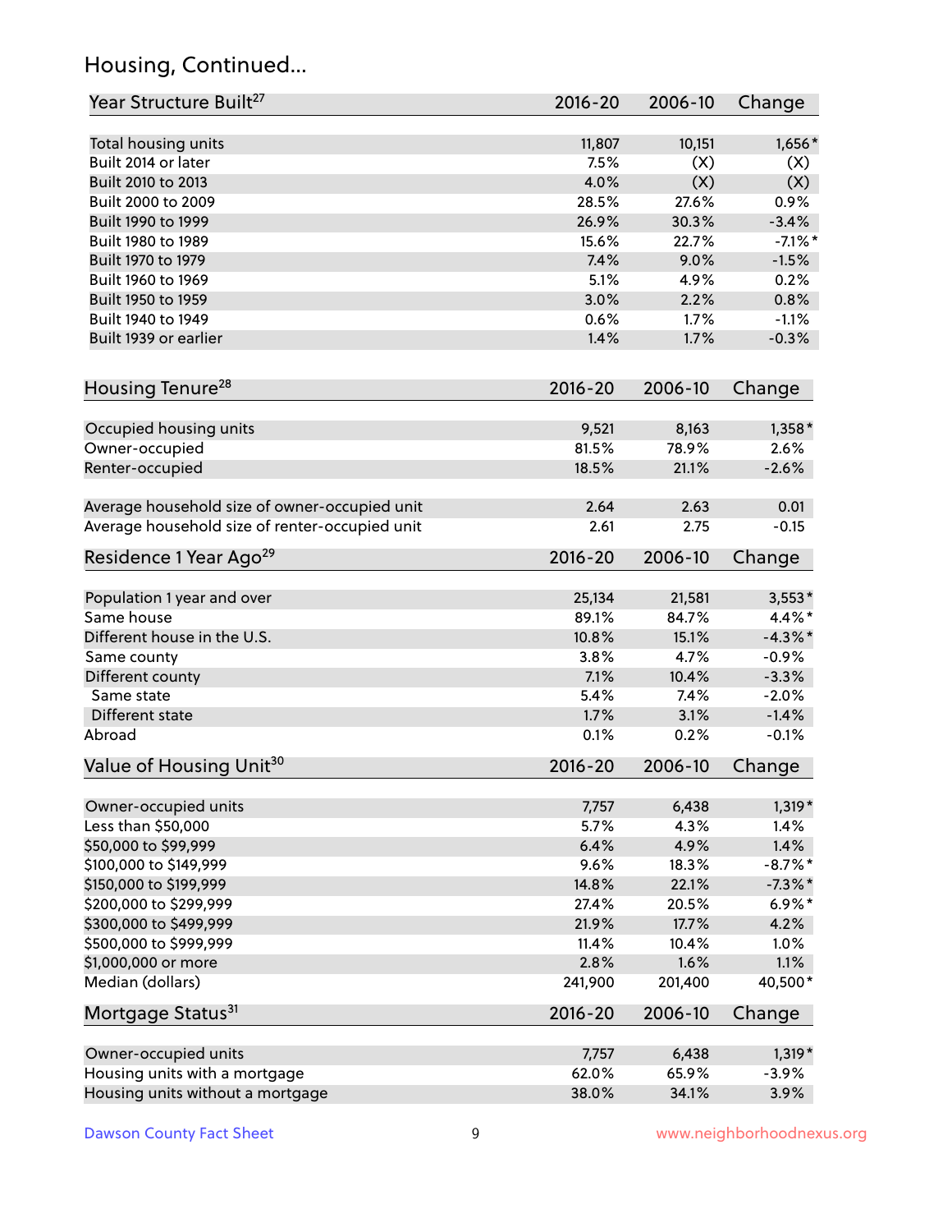## Housing, Continued...

| Year Structure Built[27] | 2016-20 | 2006-10 | Change |
|---|---|---|---|
| Total housing units | 11,807 | 10,151 | 1,656* |
| Built 2014 or later | 7.5% | (X) | (X) |
| Built 2010 to 2013 | 4.0% | (X) | (X) |
| Built 2000 to 2009 | 28.5% | 27.6% | 0.9% |
| Built 1990 to 1999 | 26.9% | 30.3% | -3.4% |
| Built 1980 to 1989 | 15.6% | 22.7% | -7.1%* |
| Built 1970 to 1979 | 7.4% | 9.0% | -1.5% |
| Built 1960 to 1969 | 5.1% | 4.9% | 0.2% |
| Built 1950 to 1959 | 3.0% | 2.2% | 0.8% |
| Built 1940 to 1949 | 0.6% | 1.7% | -1.1% |
| Built 1939 or earlier | 1.4% | 1.7% | -0.3% |

| Housing Tenure[28] | 2016-20 | 2006-10 | Change |
|---|---|---|---|
| Occupied housing units | 9,521 | 8,163 | 1,358* |
| Owner-occupied | 81.5% | 78.9% | 2.6% |
| Renter-occupied | 18.5% | 21.1% | -2.6% |
| Average household size of owner-occupied unit | 2.64 | 2.63 | 0.01 |
| Average household size of renter-occupied unit | 2.61 | 2.75 | -0.15 |

| Residence 1 Year Ago[29] | 2016-20 | 2006-10 | Change |
|---|---|---|---|
| Population 1 year and over | 25,134 | 21,581 | 3,553* |
| Same house | 89.1% | 84.7% | 4.4%* |
| Different house in the U.S. | 10.8% | 15.1% | -4.3%* |
| Same county | 3.8% | 4.7% | -0.9% |
| Different county | 7.1% | 10.4% | -3.3% |
| Same state | 5.4% | 7.4% | -2.0% |
| Different state | 1.7% | 3.1% | -1.4% |
| Abroad | 0.1% | 0.2% | -0.1% |

| Value of Housing Unit[30] | 2016-20 | 2006-10 | Change |
|---|---|---|---|
| Owner-occupied units | 7,757 | 6,438 | 1,319* |
| Less than $50,000 | 5.7% | 4.3% | 1.4% |
| $50,000 to $99,999 | 6.4% | 4.9% | 1.4% |
| $100,000 to $149,999 | 9.6% | 18.3% | -8.7%* |
| $150,000 to $199,999 | 14.8% | 22.1% | -7.3%* |
| $200,000 to $299,999 | 27.4% | 20.5% | 6.9%* |
| $300,000 to $499,999 | 21.9% | 17.7% | 4.2% |
| $500,000 to $999,999 | 11.4% | 10.4% | 1.0% |
| $1,000,000 or more | 2.8% | 1.6% | 1.1% |
| Median (dollars) | 241,900 | 201,400 | 40,500* |

| Mortgage Status[31] | 2016-20 | 2006-10 | Change |
|---|---|---|---|
| Owner-occupied units | 7,757 | 6,438 | 1,319* |
| Housing units with a mortgage | 62.0% | 65.9% | -3.9% |
| Housing units without a mortgage | 38.0% | 34.1% | 3.9% |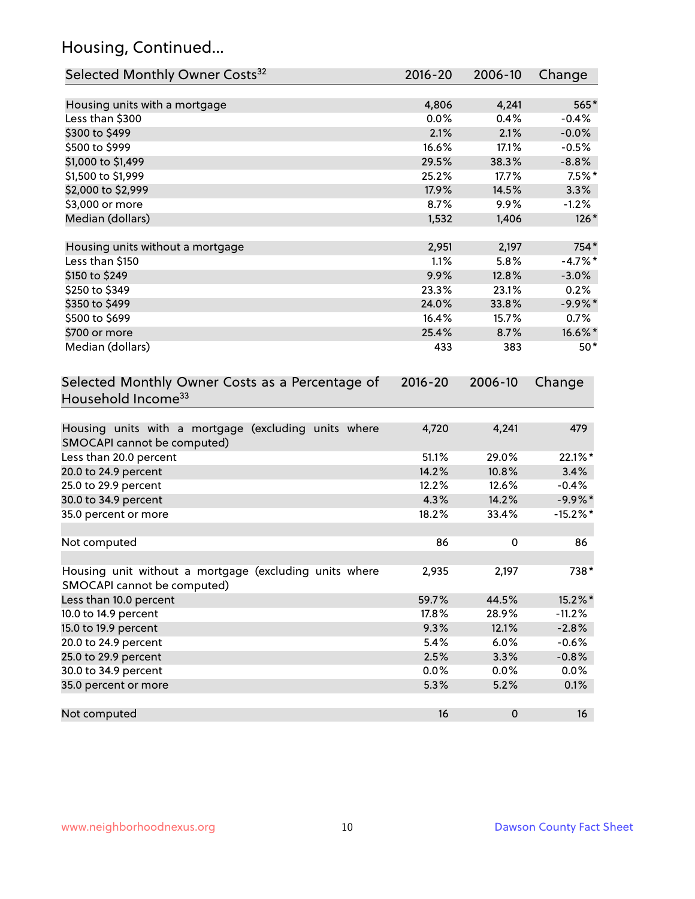## Housing, Continued...

| Selected Monthly Owner Costs[32] | 2016-20 | 2006-10 | Change |
|---|---|---|---|
| Housing units with a mortgage | 4,806 | 4,241 | 565* |
| Less than $300 | 0.0% | 0.4% | -0.4% |
| $300 to $499 | 2.1% | 2.1% | -0.0% |
| $500 to $999 | 16.6% | 17.1% | -0.5% |
| $1,000 to $1,499 | 29.5% | 38.3% | -8.8% |
| $1,500 to $1,999 | 25.2% | 17.7% | 7.5%* |
| $2,000 to $2,999 | 17.9% | 14.5% | 3.3% |
| $3,000 or more | 8.7% | 9.9% | -1.2% |
| Median (dollars) | 1,532 | 1,406 | 126* |
| | | | |
| Housing units without a mortgage | 2,951 | 2,197 | 754* |
| Less than $150 | 1.1% | 5.8% | -4.7%* |
| $150 to $249 | 9.9% | 12.8% | -3.0% |
| $250 to $349 | 23.3% | 23.1% | 0.2% |
| $350 to $499 | 24.0% | 33.8% | -9.9%* |
| $500 to $699 | 16.4% | 15.7% | 0.7% |
| $700 or more | 25.4% | 8.7% | 16.6%* |
| Median (dollars) | 433 | 383 | 50* |

| Selected Monthly Owner Costs as a Percentage of Household Income[33] | 2016-20 | 2006-10 | Change |
|---|---|---|---|
| Housing units with a mortgage (excluding units where SMOCAPI cannot be computed) | 4,720 | 4,241 | 479 |
| Less than 20.0 percent | 51.1% | 29.0% | 22.1%* |
| 20.0 to 24.9 percent | 14.2% | 10.8% | 3.4% |
| 25.0 to 29.9 percent | 12.2% | 12.6% | -0.4% |
| 30.0 to 34.9 percent | 4.3% | 14.2% | -9.9%* |
| 35.0 percent or more | 18.2% | 33.4% | -15.2%* |
| | | | |
| Not computed | 86 | 0 | 86 |
| | | | |
| Housing unit without a mortgage (excluding units where SMOCAPI cannot be computed) | 2,935 | 2,197 | 738* |
| Less than 10.0 percent | 59.7% | 44.5% | 15.2%* |
| 10.0 to 14.9 percent | 17.8% | 28.9% | -11.2% |
| 15.0 to 19.9 percent | 9.3% | 12.1% | -2.8% |
| 20.0 to 24.9 percent | 5.4% | 6.0% | -0.6% |
| 25.0 to 29.9 percent | 2.5% | 3.3% | -0.8% |
| 30.0 to 34.9 percent | 0.0% | 0.0% | 0.0% |
| 35.0 percent or more | 5.3% | 5.2% | 0.1% |
| | | | |
| Not computed | 16 | 0 | 16 |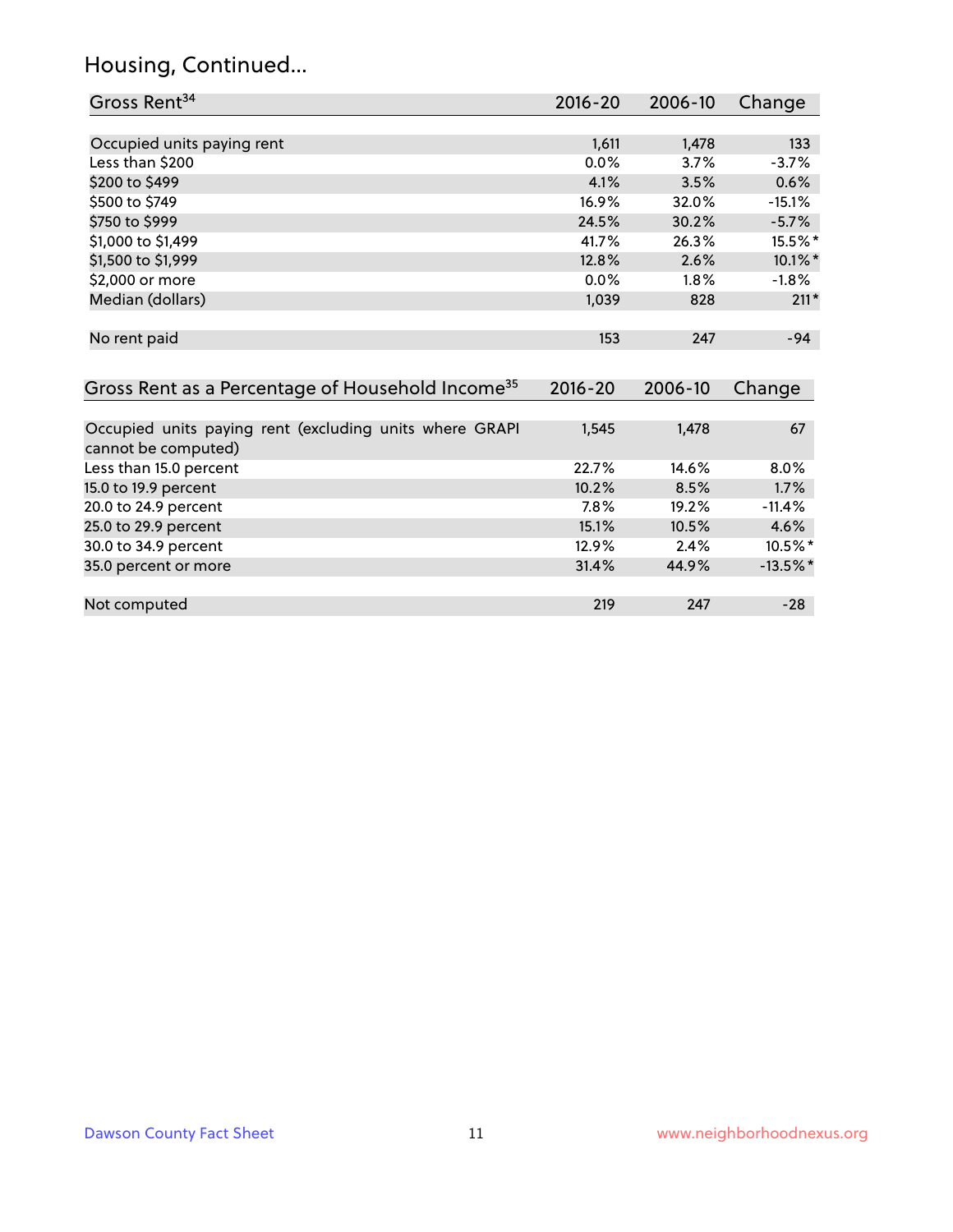## Housing, Continued...

| Gross Rent[34] | 2016-20 | 2006-10 | Change |
|---|---|---|---|
| Occupied units paying rent | 1,611 | 1,478 | 133 |
| Less than $200 | 0.0% | 3.7% | -3.7% |
| $200 to $499 | 4.1% | 3.5% | 0.6% |
| $500 to $749 | 16.9% | 32.0% | -15.1% |
| $750 to $999 | 24.5% | 30.2% | -5.7% |
| $1,000 to $1,499 | 41.7% | 26.3% | 15.5%* |
| $1,500 to $1,999 | 12.8% | 2.6% | 10.1%* |
| $2,000 or more | 0.0% | 1.8% | -1.8% |
| Median (dollars) | 1,039 | 828 | 211* |
| No rent paid | 153 | 247 | -94 |

| Gross Rent as a Percentage of Household Income[35] | 2016-20 | 2006-10 | Change |
|---|---|---|---|
| Occupied units paying rent (excluding units where GRAPI cannot be computed) | 1,545 | 1,478 | 67 |
| Less than 15.0 percent | 22.7% | 14.6% | 8.0% |
| 15.0 to 19.9 percent | 10.2% | 8.5% | 1.7% |
| 20.0 to 24.9 percent | 7.8% | 19.2% | -11.4% |
| 25.0 to 29.9 percent | 15.1% | 10.5% | 4.6% |
| 30.0 to 34.9 percent | 12.9% | 2.4% | 10.5%* |
| 35.0 percent or more | 31.4% | 44.9% | -13.5%* |
| Not computed | 219 | 247 | -28 |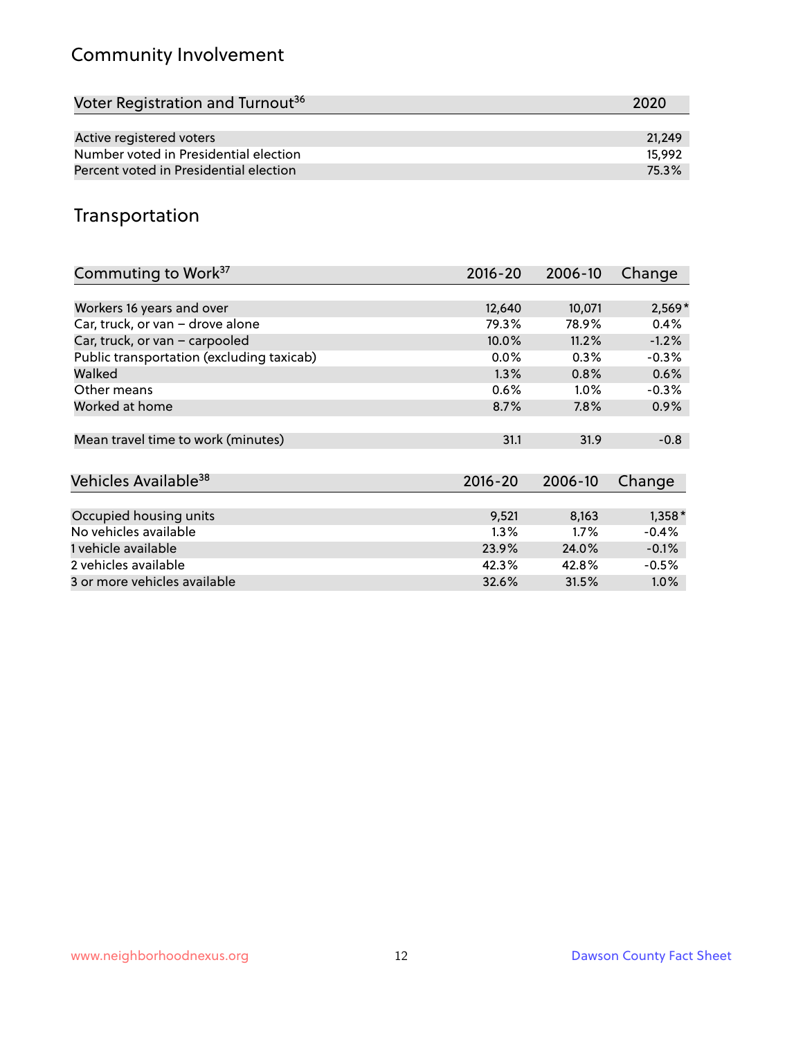## Community Involvement

| Voter Registration and Turnout[36] | 2020 |
|---|---|
| Active registered voters | 21,249 |
| Number voted in Presidential election | 15,992 |
| Percent voted in Presidential election | 75.3% |

## Transportation

| Commuting to Work[37] | 2016-20 | 2006-10 | Change |
|---|---|---|---|
| Workers 16 years and over | 12,640 | 10,071 | 2,569* |
| Car, truck, or van – drove alone | 79.3% | 78.9% | 0.4% |
| Car, truck, or van – carpooled | 10.0% | 11.2% | -1.2% |
| Public transportation (excluding taxicab) | 0.0% | 0.3% | -0.3% |
| Walked | 1.3% | 0.8% | 0.6% |
| Other means | 0.6% | 1.0% | -0.3% |
| Worked at home | 8.7% | 7.8% | 0.9% |
| Mean travel time to work (minutes) | 31.1 | 31.9 | -0.8 |

| Vehicles Available[38] | 2016-20 | 2006-10 | Change |
|---|---|---|---|
| Occupied housing units | 9,521 | 8,163 | 1,358* |
| No vehicles available | 1.3% | 1.7% | -0.4% |
| 1 vehicle available | 23.9% | 24.0% | -0.1% |
| 2 vehicles available | 42.3% | 42.8% | -0.5% |
| 3 or more vehicles available | 32.6% | 31.5% | 1.0% |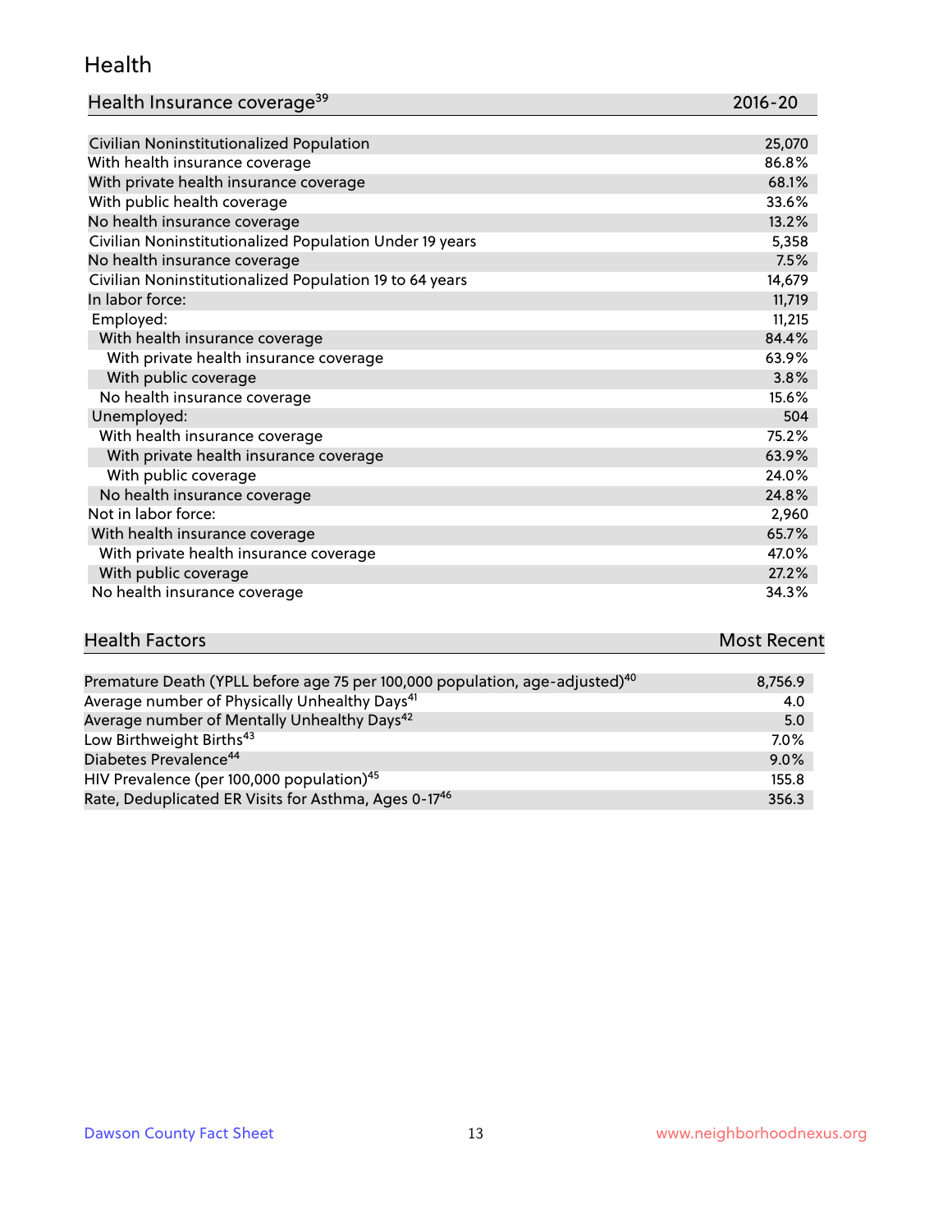## Health

| Health Insurance coverage[39] | 2016-20 |
|---|---|
| Civilian Noninstitutionalized Population | 25,070 |
| With health insurance coverage | 86.8% |
| With private health insurance coverage | 68.1% |
| With public health coverage | 33.6% |
| No health insurance coverage | 13.2% |
| Civilian Noninstitutionalized Population Under 19 years | 5,358 |
| No health insurance coverage | 7.5% |
| Civilian Noninstitutionalized Population 19 to 64 years | 14,679 |
| In labor force: | 11,719 |
| Employed: | 11,215 |
| With health insurance coverage | 84.4% |
| With private health insurance coverage | 63.9% |
| With public coverage | 3.8% |
| No health insurance coverage | 15.6% |
| Unemployed: | 504 |
| With health insurance coverage | 75.2% |
| With private health insurance coverage | 63.9% |
| With public coverage | 24.0% |
| No health insurance coverage | 24.8% |
| Not in labor force: | 2,960 |
| With health insurance coverage | 65.7% |
| With private health insurance coverage | 47.0% |
| With public coverage | 27.2% |
| No health insurance coverage | 34.3% |

| Health Factors | Most Recent |
|---|---|
| Premature Death (YPLL before age 75 per 100,000 population, age-adjusted)[40] | 8,756.9 |
| Average number of Physically Unhealthy Days[41] | 4.0 |
| Average number of Mentally Unhealthy Days[42] | 5.0 |
| Low Birthweight Births[43] | 7.0% |
| Diabetes Prevalence[44] | 9.0% |
| HIV Prevalence (per 100,000 population)[45] | 155.8 |
| Rate, Deduplicated ER Visits for Asthma, Ages 0-17[46] | 356.3 |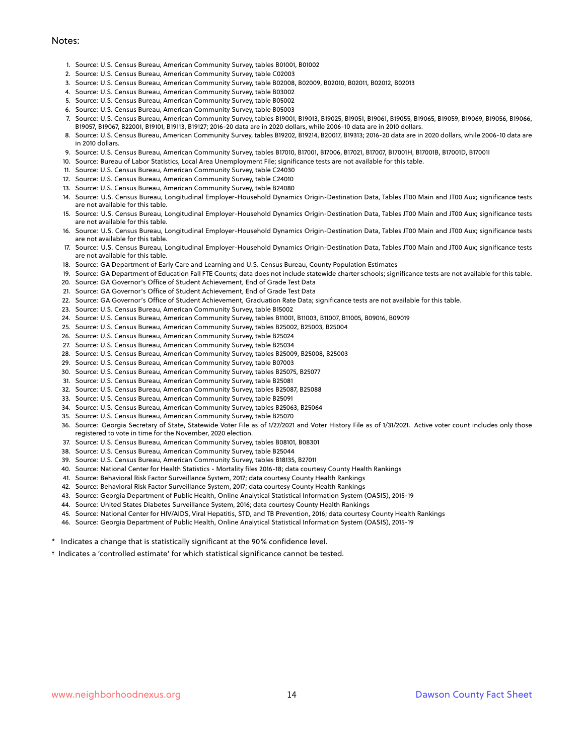Notes:

1. Source: U.S. Census Bureau, American Community Survey, tables B01001, B01002
2. Source: U.S. Census Bureau, American Community Survey, table C02003
3. Source: U.S. Census Bureau, American Community Survey, table B02008, B02009, B02010, B02011, B02012, B02013
4. Source: U.S. Census Bureau, American Community Survey, table B03002
5. Source: U.S. Census Bureau, American Community Survey, table B05002
6. Source: U.S. Census Bureau, American Community Survey, table B05003
7. Source: U.S. Census Bureau, American Community Survey, tables B19001, B19013, B19025, B19051, B19061, B19055, B19065, B19059, B19069, B19056, B19066, B19057, B19067, B22001, B19101, B19113, B19127; 2016-20 data are in 2020 dollars, while 2006-10 data are in 2010 dollars.
8. Source: U.S. Census Bureau, American Community Survey, tables B19202, B19214, B20017, B19313; 2016-20 data are in 2020 dollars, while 2006-10 data are in 2010 dollars.
9. Source: U.S. Census Bureau, American Community Survey, tables B17010, B17001, B17006, B17021, B17007, B17001H, B17001B, B17001D, B17001I
10. Source: Bureau of Labor Statistics, Local Area Unemployment File; significance tests are not available for this table.
11. Source: U.S. Census Bureau, American Community Survey, table C24030
12. Source: U.S. Census Bureau, American Community Survey, table C24010
13. Source: U.S. Census Bureau, American Community Survey, table B24080
14. Source: U.S. Census Bureau, Longitudinal Employer-Household Dynamics Origin-Destination Data, Tables JT00 Main and JT00 Aux; significance tests are not available for this table.
15. Source: U.S. Census Bureau, Longitudinal Employer-Household Dynamics Origin-Destination Data, Tables JT00 Main and JT00 Aux; significance tests are not available for this table.
16. Source: U.S. Census Bureau, Longitudinal Employer-Household Dynamics Origin-Destination Data, Tables JT00 Main and JT00 Aux; significance tests are not available for this table.
17. Source: U.S. Census Bureau, Longitudinal Employer-Household Dynamics Origin-Destination Data, Tables JT00 Main and JT00 Aux; significance tests are not available for this table.
18. Source: GA Department of Early Care and Learning and U.S. Census Bureau, County Population Estimates
19. Source: GA Department of Education Fall FTE Counts; data does not include statewide charter schools; significance tests are not available for this table.
20. Source: GA Governor's Office of Student Achievement, End of Grade Test Data
21. Source: GA Governor's Office of Student Achievement, End of Grade Test Data
22. Source: GA Governor's Office of Student Achievement, Graduation Rate Data; significance tests are not available for this table.
23. Source: U.S. Census Bureau, American Community Survey, table B15002
24. Source: U.S. Census Bureau, American Community Survey, tables B11001, B11003, B11007, B11005, B09016, B09019
25. Source: U.S. Census Bureau, American Community Survey, tables B25002, B25003, B25004
26. Source: U.S. Census Bureau, American Community Survey, table B25024
27. Source: U.S. Census Bureau, American Community Survey, table B25034
28. Source: U.S. Census Bureau, American Community Survey, tables B25009, B25008, B25003
29. Source: U.S. Census Bureau, American Community Survey, table B07003
30. Source: U.S. Census Bureau, American Community Survey, tables B25075, B25077
31. Source: U.S. Census Bureau, American Community Survey, table B25081
32. Source: U.S. Census Bureau, American Community Survey, tables B25087, B25088
33. Source: U.S. Census Bureau, American Community Survey, table B25091
34. Source: U.S. Census Bureau, American Community Survey, tables B25063, B25064
35. Source: U.S. Census Bureau, American Community Survey, table B25070
36. Source: Georgia Secretary of State, Statewide Voter File as of 1/27/2021 and Voter History File as of 1/31/2021. Active voter count includes only those registered to vote in time for the November, 2020 election.
37. Source: U.S. Census Bureau, American Community Survey, tables B08101, B08301
38. Source: U.S. Census Bureau, American Community Survey, table B25044
39. Source: U.S. Census Bureau, American Community Survey, tables B18135, B27011
40. Source: National Center for Health Statistics - Mortality files 2016-18; data courtesy County Health Rankings
41. Source: Behavioral Risk Factor Surveillance System, 2017; data courtesy County Health Rankings
42. Source: Behavioral Risk Factor Surveillance System, 2017; data courtesy County Health Rankings
43. Source: Georgia Department of Public Health, Online Analytical Statistical Information System (OASIS), 2015-19
44. Source: United States Diabetes Surveillance System, 2016; data courtesy County Health Rankings
45. Source: National Center for HIV/AIDS, Viral Hepatitis, STD, and TB Prevention, 2016; data courtesy County Health Rankings
46. Source: Georgia Department of Public Health, Online Analytical Statistical Information System (OASIS), 2015-19

\* Indicates a change that is statistically significant at the 90% confidence level.

† Indicates a 'controlled estimate' for which statistical significance cannot be tested.